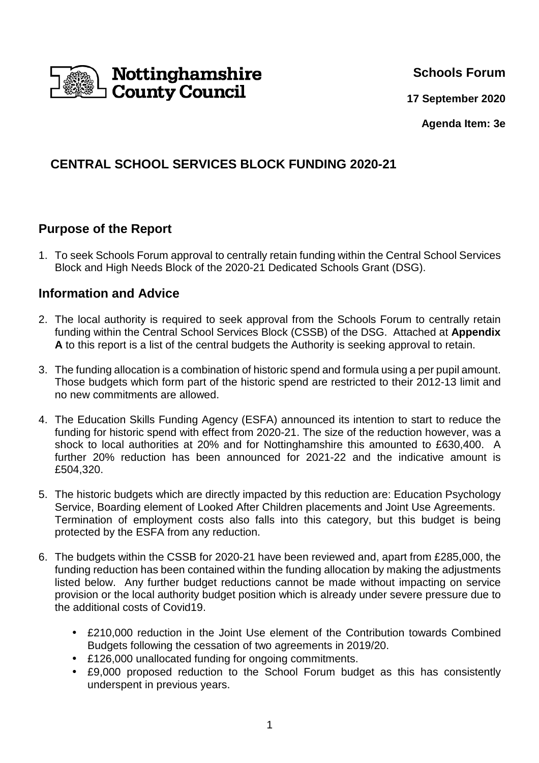Nottinghamshire County Council

**Schools Forum**

**17 September 2020**

**Agenda Item: 3e**

# CENTRAL SCHOOL SERVICES BLOCK FUNDING 2020-21

## Purpose of the Report

1. To seek Schools Forum approval to centrally retain funding within the Central School Services Block and High Needs Block of the 2020-21 Dedicated Schools Grant (DSG).

## Information and Advice

2. The local authority is required to seek approval from the Schools Forum to centrally retain funding within the Central School Services Block (CSSB) of the DSG. Attached at **Appendix A** to this report is a list of the central budgets the Authority is seeking approval to retain.

3. The funding allocation is a combination of historic spend and formula using a per pupil amount. Those budgets which form part of the historic spend are restricted to their 2012-13 limit and no new commitments are allowed.

4. The Education Skills Funding Agency (ESFA) announced its intention to start to reduce the funding for historic spend with effect from 2020-21. The size of the reduction however, was a shock to local authorities at 20% and for Nottinghamshire this amounted to £630,400. A further 20% reduction has been announced for 2021-22 and the indicative amount is £504,320.

5. The historic budgets which are directly impacted by this reduction are: Education Psychology Service, Boarding element of Looked After Children placements and Joint Use Agreements. Termination of employment costs also falls into this category, but this budget is being protected by the ESFA from any reduction.

6. The budgets within the CSSB for 2020-21 have been reviewed and, apart from £285,000, the funding reduction has been contained within the funding allocation by making the adjustments listed below. Any further budget reductions cannot be made without impacting on service provision or the local authority budget position which is already under severe pressure due to the additional costs of Covid19.

   - £210,000 reduction in the Joint Use element of the Contribution towards Combined Budgets following the cessation of two agreements in 2019/20.
   - £126,000 unallocated funding for ongoing commitments.
   - £9,000 proposed reduction to the School Forum budget as this has consistently underspent in previous years.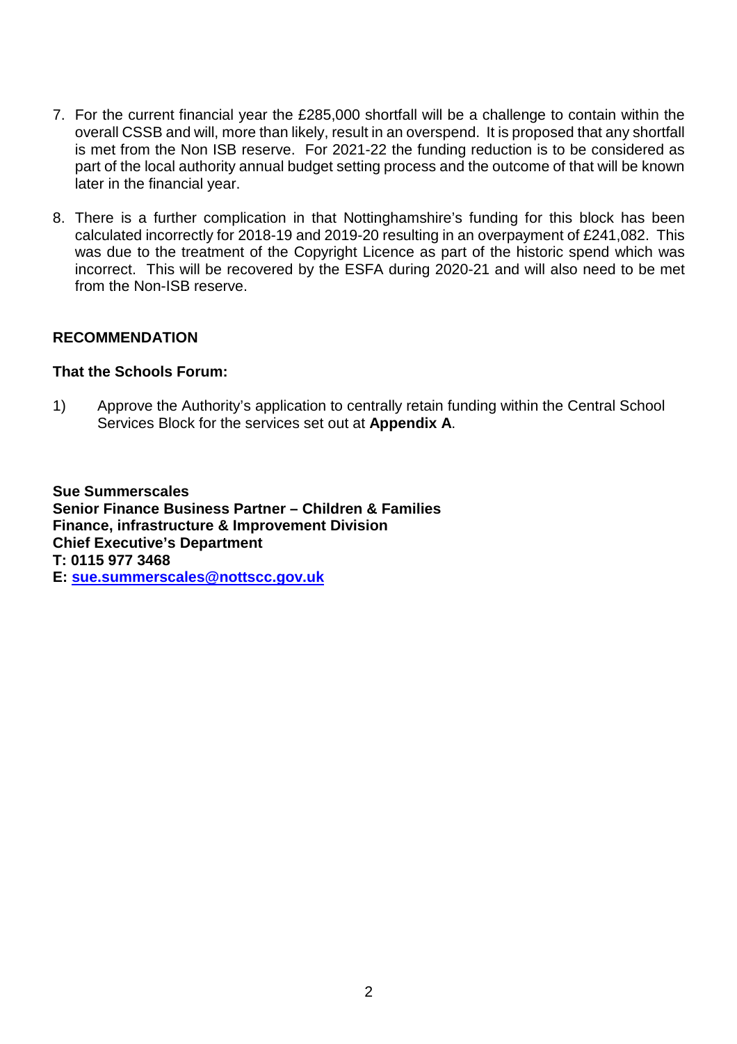7. For the current financial year the £285,000 shortfall will be a challenge to contain within the overall CSSB and will, more than likely, result in an overspend. It is proposed that any shortfall is met from the Non ISB reserve. For 2021-22 the funding reduction is to be considered as part of the local authority annual budget setting process and the outcome of that will be known later in the financial year.

8. There is a further complication in that Nottinghamshire's funding for this block has been calculated incorrectly for 2018-19 and 2019-20 resulting in an overpayment of £241,082. This was due to the treatment of the Copyright Licence as part of the historic spend which was incorrect. This will be recovered by the ESFA during 2020-21 and will also need to be met from the Non-ISB reserve.

## RECOMMENDATION

**That the Schools Forum:**

1) Approve the Authority's application to centrally retain funding within the Central School Services Block for the services set out at **Appendix A**.

**Sue Summerscales**
**Senior Finance Business Partner – Children & Families**
**Finance, infrastructure & Improvement Division**
**Chief Executive's Department**
**T: 0115 977 3468**
**E: sue.summerscales@nottscc.gov.uk**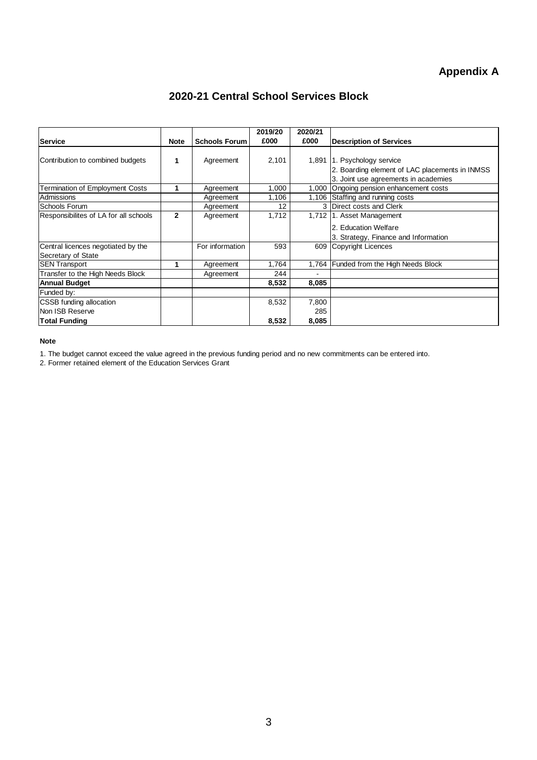**Appendix A**

## 2020-21 Central School Services Block

| Service | Note | Schools Forum | 2019/20 £000 | 2020/21 £000 | Description of Services |
|---|---|---|---|---|---|
| Contribution to combined budgets | 1 | Agreement | 2,101 | 1,891 | 1. Psychology service<br>2. Boarding element of LAC placements in INMSS<br>3. Joint use agreements in academies |
| Termination of Employment Costs | 1 | Agreement | 1,000 | 1,000 | Ongoing pension enhancement costs |
| Admissions | | Agreement | 1,106 | 1,106 | Staffing and running costs |
| Schools Forum | | Agreement | 12 | 3 | Direct costs and Clerk |
| Responsibilites of LA for all schools | 2 | Agreement | 1,712 | 1,712 | 1. Asset Management<br>2. Education Welfare<br>3. Strategy, Finance and Information |
| Central licences negotiated by the Secretary of State | | For information | 593 | 609 | Copyright Licences |
| SEN Transport | 1 | Agreement | 1,764 | 1,764 | Funded from the High Needs Block |
| Transfer to the High Needs Block | | Agreement | 244 | - | |
| **Annual Budget** | | | **8,532** | **8,085** | |
| Funded by: | | | | | |
| CSSB funding allocation | | | 8,532 | 7,800 | |
| Non ISB Reserve | | | | 285 | |
| **Total Funding** | | | **8,532** | **8,085** | |

**Note**

1. The budget cannot exceed the value agreed in the previous funding period and no new commitments can be entered into.
2. Former retained element of the Education Services Grant